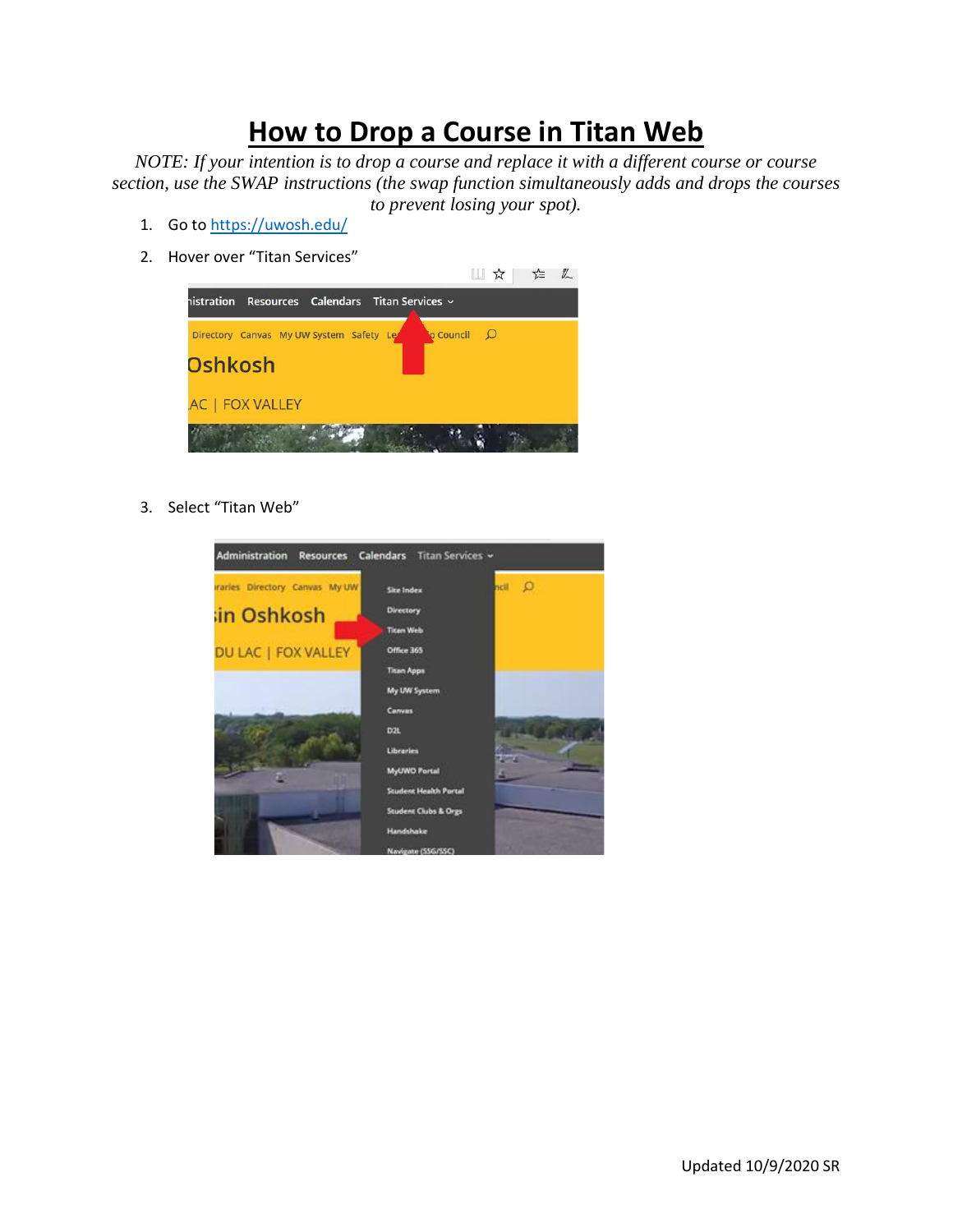# How to Drop a Course in Titan Web

*NOTE: If your intention is to drop a course and replace it with a different course or course section, use the SWAP instructions (the swap function simultaneously adds and drops the courses to prevent losing your spot).*

1. Go to https://uwosh.edu/
2. Hover over "Titan Services"
3. Select "Titan Web"

Updated 10/9/2020 SR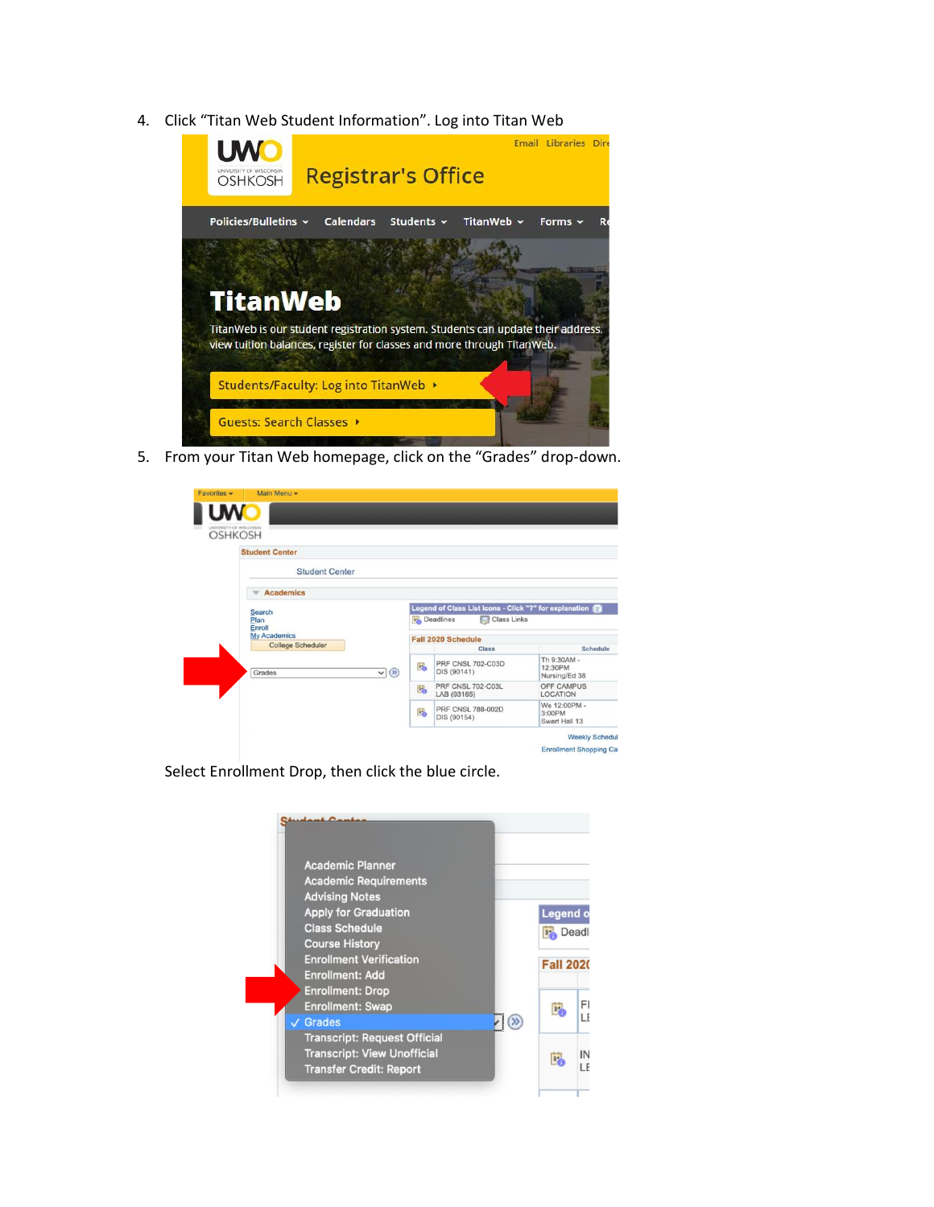4. Click "Titan Web Student Information". Log into Titan Web

5. From your Titan Web homepage, click on the "Grades" drop-down.

   Select Enrollment Drop, then click the blue circle.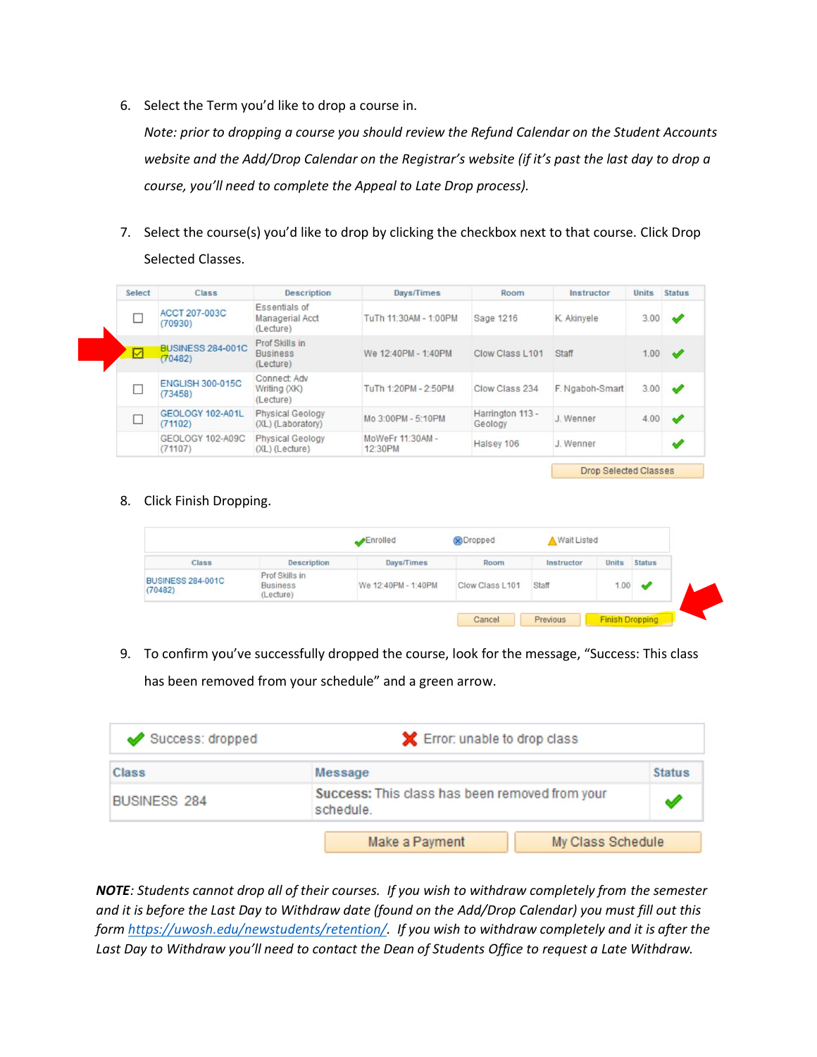6. Select the Term you'd like to drop a course in.

   *Note: prior to dropping a course you should review the Refund Calendar on the Student Accounts website and the Add/Drop Calendar on the Registrar's website (if it's past the last day to drop a course, you'll need to complete the Appeal to Late Drop process).*

7. Select the course(s) you'd like to drop by clicking the checkbox next to that course. Click Drop Selected Classes.

| Select | Class | Description | Days/Times | Room | Instructor | Units | Status |
|---|---|---|---|---|---|---|---|
| ☐ | ACCT 207-003C (70930) | Essentials of Managerial Acct (Lecture) | TuTh 11:30AM - 1:00PM | Sage 1216 | K. Akinyele | 3.00 | ✔ |
| ☑ | BUSINESS 284-001C (70482) | Prof Skills in Business (Lecture) | We 12:40PM - 1:40PM | Clow Class L101 | Staff | 1.00 | ✔ |
| ☐ | ENGLISH 300-015C (73458) | Connect: Adv Writing (XK) (Lecture) | TuTh 1:20PM - 2:50PM | Clow Class 234 | F. Ngaboh-Smart | 3.00 | ✔ |
| ☐ | GEOLOGY 102-A01L (71102) | Physical Geology (XL) (Laboratory) | Mo 3:00PM - 5:10PM | Harrington 113 - Geology | J. Wenner | 4.00 | ✔ |
| | GEOLOGY 102-A09C (71107) | Physical Geology (XL) (Lecture) | MoWeFr 11:30AM - 12:30PM | Halsey 106 | J. Wenner | | ✔ |

Drop Selected Classes

8. Click Finish Dropping.

✔ Enrolled ⊗ Dropped ⚠ Wait Listed

| Class | Description | Days/Times | Room | Instructor | Units | Status |
|---|---|---|---|---|---|---|
| BUSINESS 284-001C (70482) | Prof Skills in Business (Lecture) | We 12:40PM - 1:40PM | Clow Class L101 | Staff | 1.00 | ✔ |

Cancel | Previous | Finish Dropping

9. To confirm you've successfully dropped the course, look for the message, "Success: This class has been removed from your schedule" and a green arrow.

✔ Success: dropped ✖ Error: unable to drop class

| Class | Message | Status |
|---|---|---|
| BUSINESS 284 | Success: This class has been removed from your schedule. | ✔ |

Make a Payment | My Class Schedule

***NOTE**: Students cannot drop all of their courses. If you wish to withdraw completely from the semester and it is before the Last Day to Withdraw date (found on the Add/Drop Calendar) you must fill out this form [https://uwosh.edu/newstudents/retention/](https://uwosh.edu/newstudents/retention/). If you wish to withdraw completely and it is after the Last Day to Withdraw you'll need to contact the Dean of Students Office to request a Late Withdraw.*